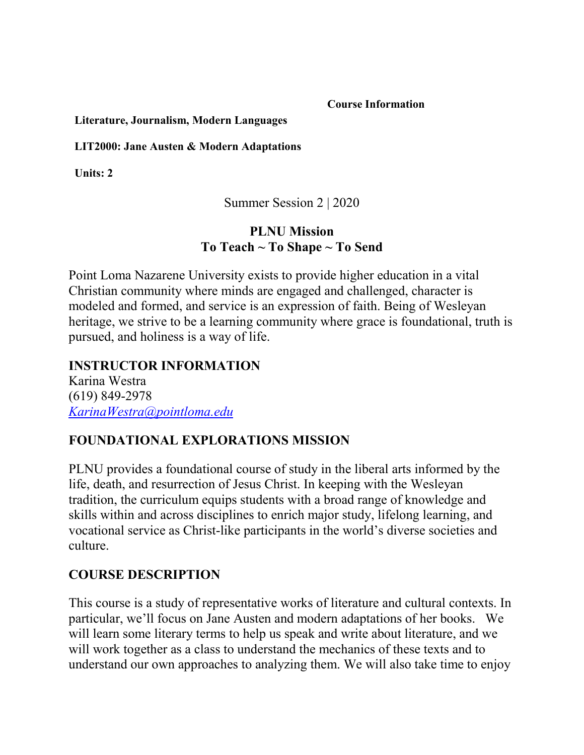**Course Information**

**Literature, Journalism, Modern Languages**

**LIT2000: Jane Austen & Modern Adaptations**

**Units: 2**

Summer Session 2 | 2020

## PLNU Mission
## To Teach ~ To Shape ~ To Send

Point Loma Nazarene University exists to provide higher education in a vital Christian community where minds are engaged and challenged, character is modeled and formed, and service is an expression of faith. Being of Wesleyan heritage, we strive to be a learning community where grace is foundational, truth is pursued, and holiness is a way of life.

## INSTRUCTOR INFORMATION

Karina Westra
(619) 849-2978
*KarinaWestra@pointloma.edu*

## FOUNDATIONAL EXPLORATIONS MISSION

PLNU provides a foundational course of study in the liberal arts informed by the life, death, and resurrection of Jesus Christ. In keeping with the Wesleyan tradition, the curriculum equips students with a broad range of knowledge and skills within and across disciplines to enrich major study, lifelong learning, and vocational service as Christ-like participants in the world's diverse societies and culture.

## COURSE DESCRIPTION

This course is a study of representative works of literature and cultural contexts. In particular, we'll focus on Jane Austen and modern adaptations of her books. We will learn some literary terms to help us speak and write about literature, and we will work together as a class to understand the mechanics of these texts and to understand our own approaches to analyzing them. We will also take time to enjoy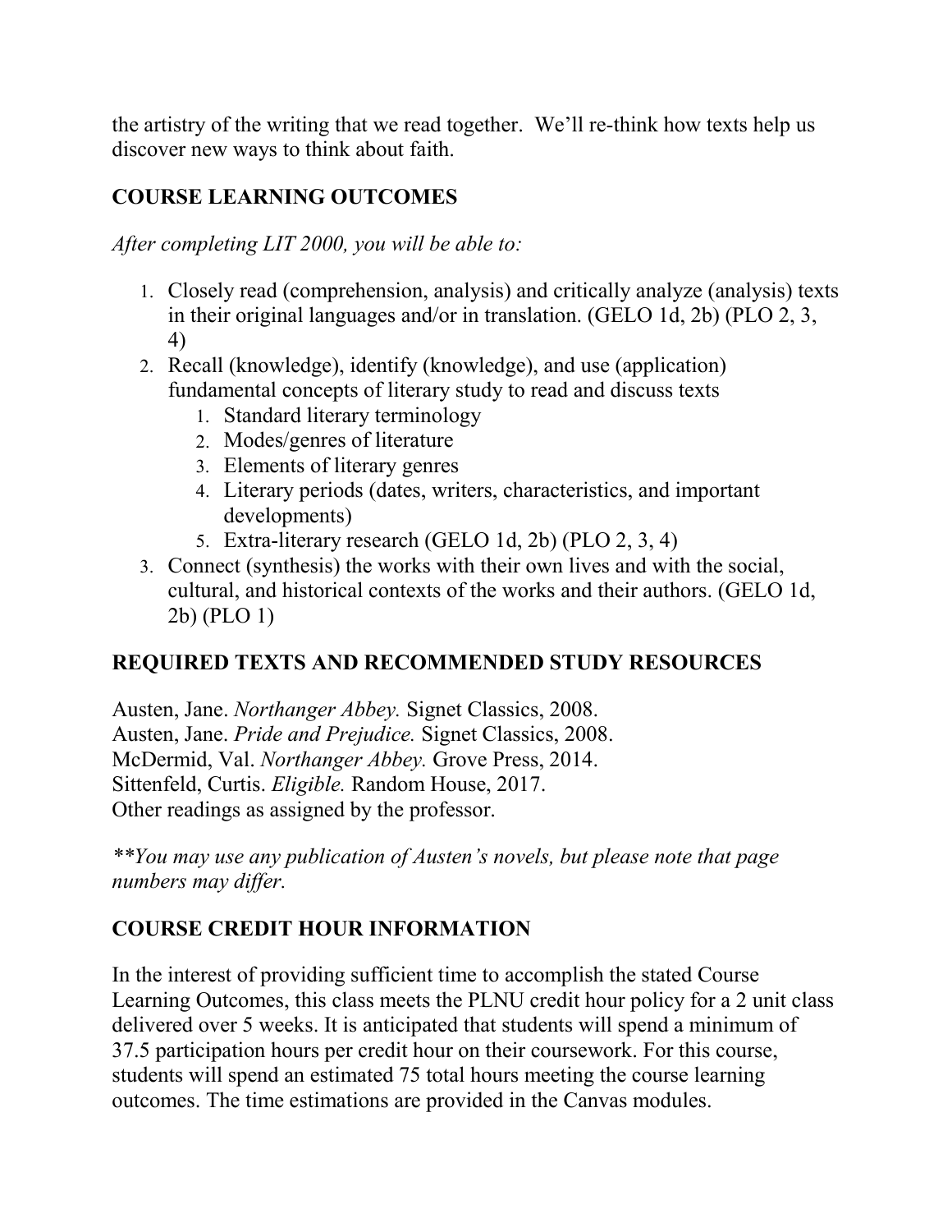the artistry of the writing that we read together. We'll re-think how texts help us discover new ways to think about faith.

## COURSE LEARNING OUTCOMES

*After completing LIT 2000, you will be able to:*

1. Closely read (comprehension, analysis) and critically analyze (analysis) texts in their original languages and/or in translation. (GELO 1d, 2b) (PLO 2, 3, 4)
2. Recall (knowledge), identify (knowledge), and use (application) fundamental concepts of literary study to read and discuss texts
    1. Standard literary terminology
    2. Modes/genres of literature
    3. Elements of literary genres
    4. Literary periods (dates, writers, characteristics, and important developments)
    5. Extra-literary research (GELO 1d, 2b) (PLO 2, 3, 4)
3. Connect (synthesis) the works with their own lives and with the social, cultural, and historical contexts of the works and their authors. (GELO 1d, 2b) (PLO 1)

## REQUIRED TEXTS AND RECOMMENDED STUDY RESOURCES

Austen, Jane. *Northanger Abbey.* Signet Classics, 2008.
Austen, Jane. *Pride and Prejudice.* Signet Classics, 2008.
McDermid, Val. *Northanger Abbey.* Grove Press, 2014.
Sittenfeld, Curtis. *Eligible.* Random House, 2017.
Other readings as assigned by the professor.

*\*\*You may use any publication of Austen's novels, but please note that page numbers may differ.*

## COURSE CREDIT HOUR INFORMATION

In the interest of providing sufficient time to accomplish the stated Course Learning Outcomes, this class meets the PLNU credit hour policy for a 2 unit class delivered over 5 weeks. It is anticipated that students will spend a minimum of 37.5 participation hours per credit hour on their coursework. For this course, students will spend an estimated 75 total hours meeting the course learning outcomes. The time estimations are provided in the Canvas modules.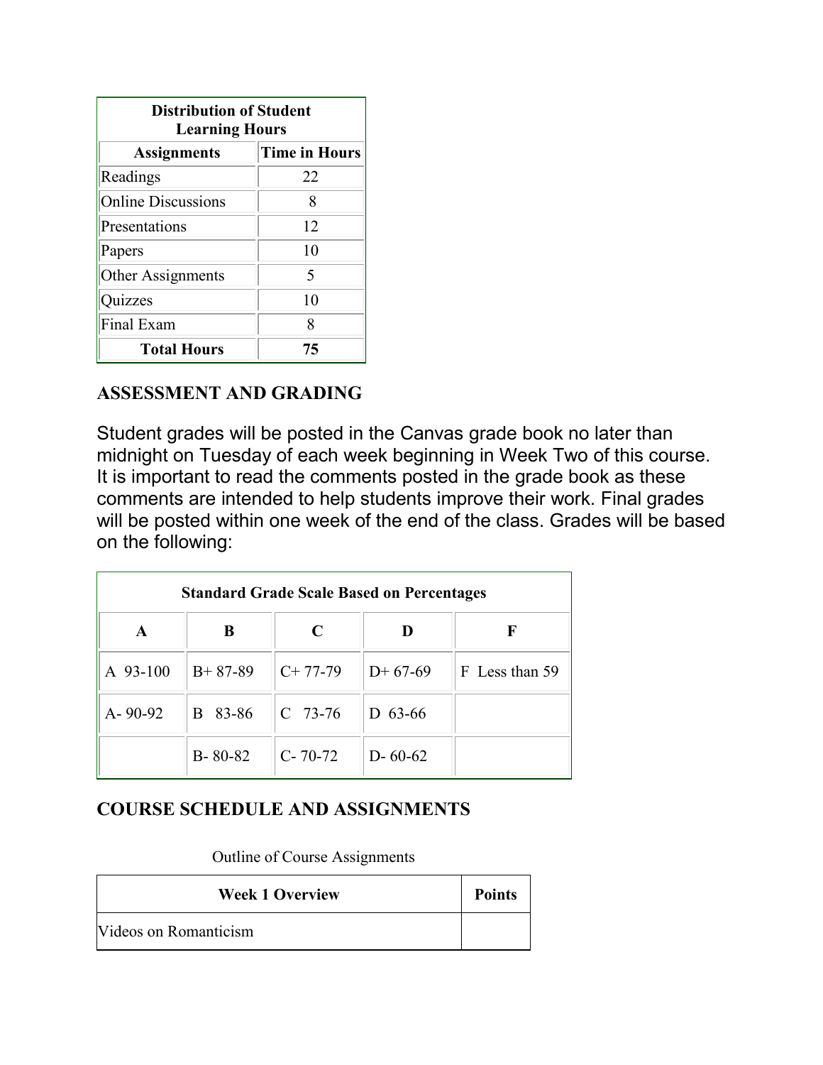| Distribution of Student Learning Hours | |
|---|---|
| **Assignments** | **Time in Hours** |
| Readings | 22 |
| Online Discussions | 8 |
| Presentations | 12 |
| Papers | 10 |
| Other Assignments | 5 |
| Quizzes | 10 |
| Final Exam | 8 |
| **Total Hours** | **75** |

## ASSESSMENT AND GRADING

Student grades will be posted in the Canvas grade book no later than midnight on Tuesday of each week beginning in Week Two of this course. It is important to read the comments posted in the grade book as these comments are intended to help students improve their work. Final grades will be posted within one week of the end of the class. Grades will be based on the following:

| Standard Grade Scale Based on Percentages | | | | |
|---|---|---|---|---|
| **A** | **B** | **C** | **D** | **F** |
| A 93-100 | B+ 87-89 | C+ 77-79 | D+ 67-69 | F Less than 59 |
| A- 90-92 | B 83-86 | C 73-76 | D 63-66 | |
| | B- 80-82 | C- 70-72 | D- 60-62 | |

## COURSE SCHEDULE AND ASSIGNMENTS

Outline of Course Assignments

| Week 1 Overview | Points |
|---|---|
| Videos on Romanticism | |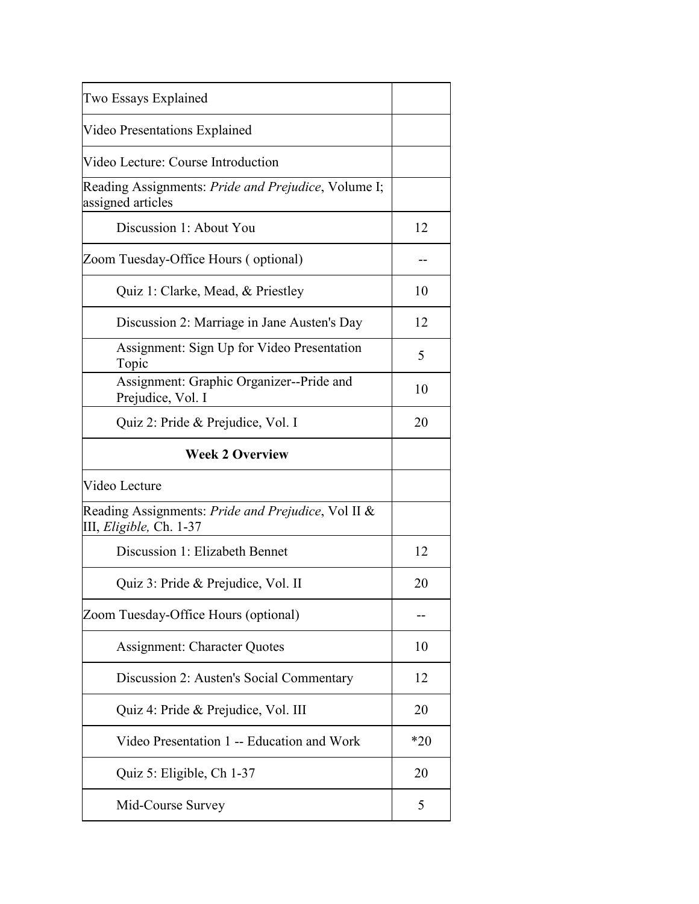| | |
|---|---|
| Two Essays Explained | |
| Video Presentations Explained | |
| Video Lecture: Course Introduction | |
| Reading Assignments: *Pride and Prejudice*, Volume I; assigned articles | |
| Discussion 1: About You | 12 |
| Zoom Tuesday-Office Hours ( optional) | -- |
| Quiz 1: Clarke, Mead, & Priestley | 10 |
| Discussion 2: Marriage in Jane Austen's Day | 12 |
| Assignment: Sign Up for Video Presentation Topic | 5 |
| Assignment: Graphic Organizer--Pride and Prejudice, Vol. I | 10 |
| Quiz 2: Pride & Prejudice, Vol. I | 20 |
| **Week 2 Overview** | |
| Video Lecture | |
| Reading Assignments: *Pride and Prejudice*, Vol II & III, *Eligible,* Ch. 1-37 | |
| Discussion 1: Elizabeth Bennet | 12 |
| Quiz 3: Pride & Prejudice, Vol. II | 20 |
| Zoom Tuesday-Office Hours (optional) | -- |
| Assignment: Character Quotes | 10 |
| Discussion 2: Austen's Social Commentary | 12 |
| Quiz 4: Pride & Prejudice, Vol. III | 20 |
| Video Presentation 1 -- Education and Work | *20 |
| Quiz 5: Eligible, Ch 1-37 | 20 |
| Mid-Course Survey | 5 |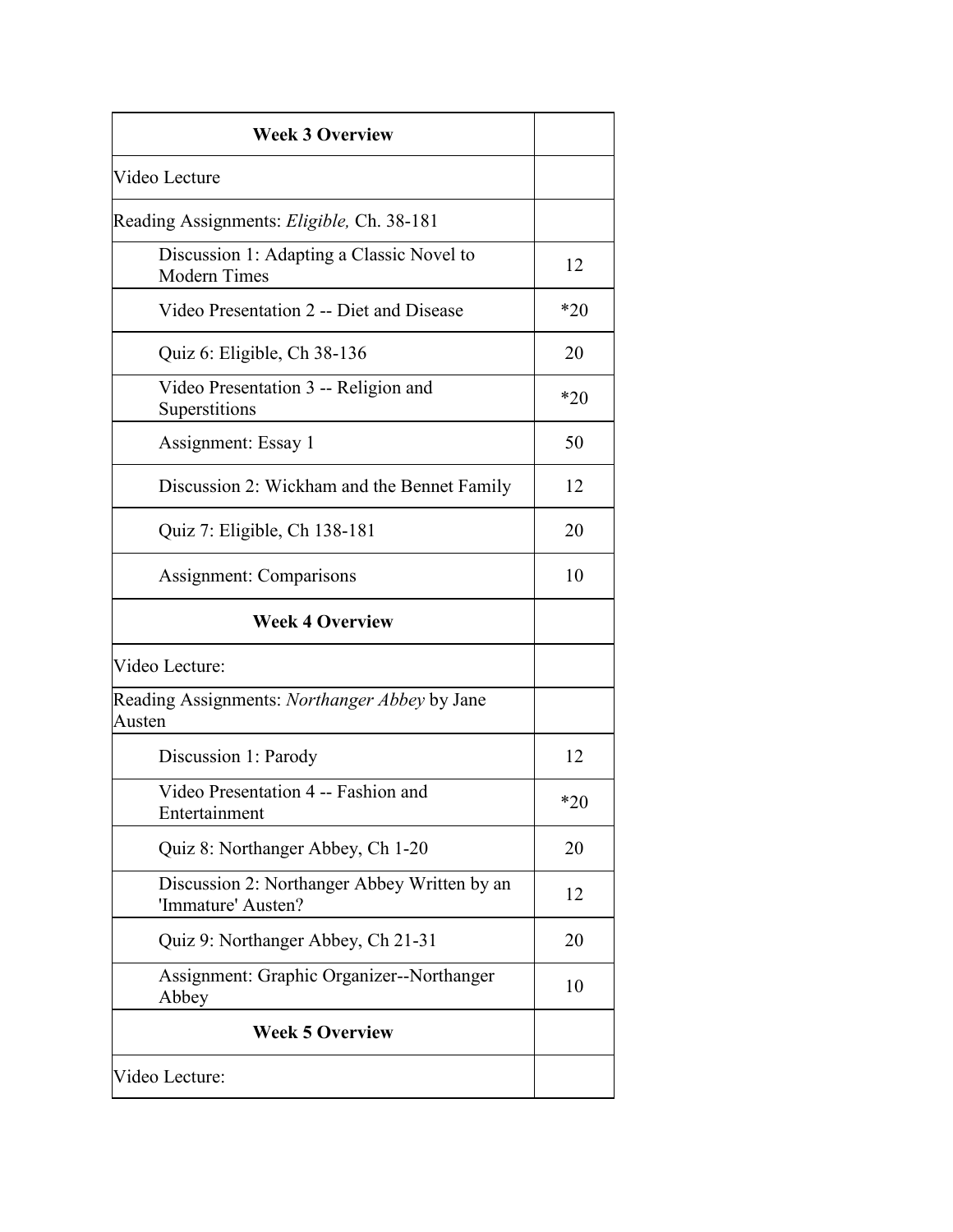| **Week 3 Overview** | |
|---|---|
| Video Lecture | |
| Reading Assignments: *Eligible,* Ch. 38-181 | |
| Discussion 1: Adapting a Classic Novel to Modern Times | 12 |
| Video Presentation 2 -- Diet and Disease | *20 |
| Quiz 6: Eligible, Ch 38-136 | 20 |
| Video Presentation 3 -- Religion and Superstitions | *20 |
| Assignment: Essay 1 | 50 |
| Discussion 2: Wickham and the Bennet Family | 12 |
| Quiz 7: Eligible, Ch 138-181 | 20 |
| Assignment: Comparisons | 10 |
| **Week 4 Overview** | |
| Video Lecture: | |
| Reading Assignments: *Northanger Abbey* by Jane Austen | |
| Discussion 1: Parody | 12 |
| Video Presentation 4 -- Fashion and Entertainment | *20 |
| Quiz 8: Northanger Abbey, Ch 1-20 | 20 |
| Discussion 2: Northanger Abbey Written by an 'Immature' Austen? | 12 |
| Quiz 9: Northanger Abbey, Ch 21-31 | 20 |
| Assignment: Graphic Organizer--Northanger Abbey | 10 |
| **Week 5 Overview** | |
| Video Lecture: | |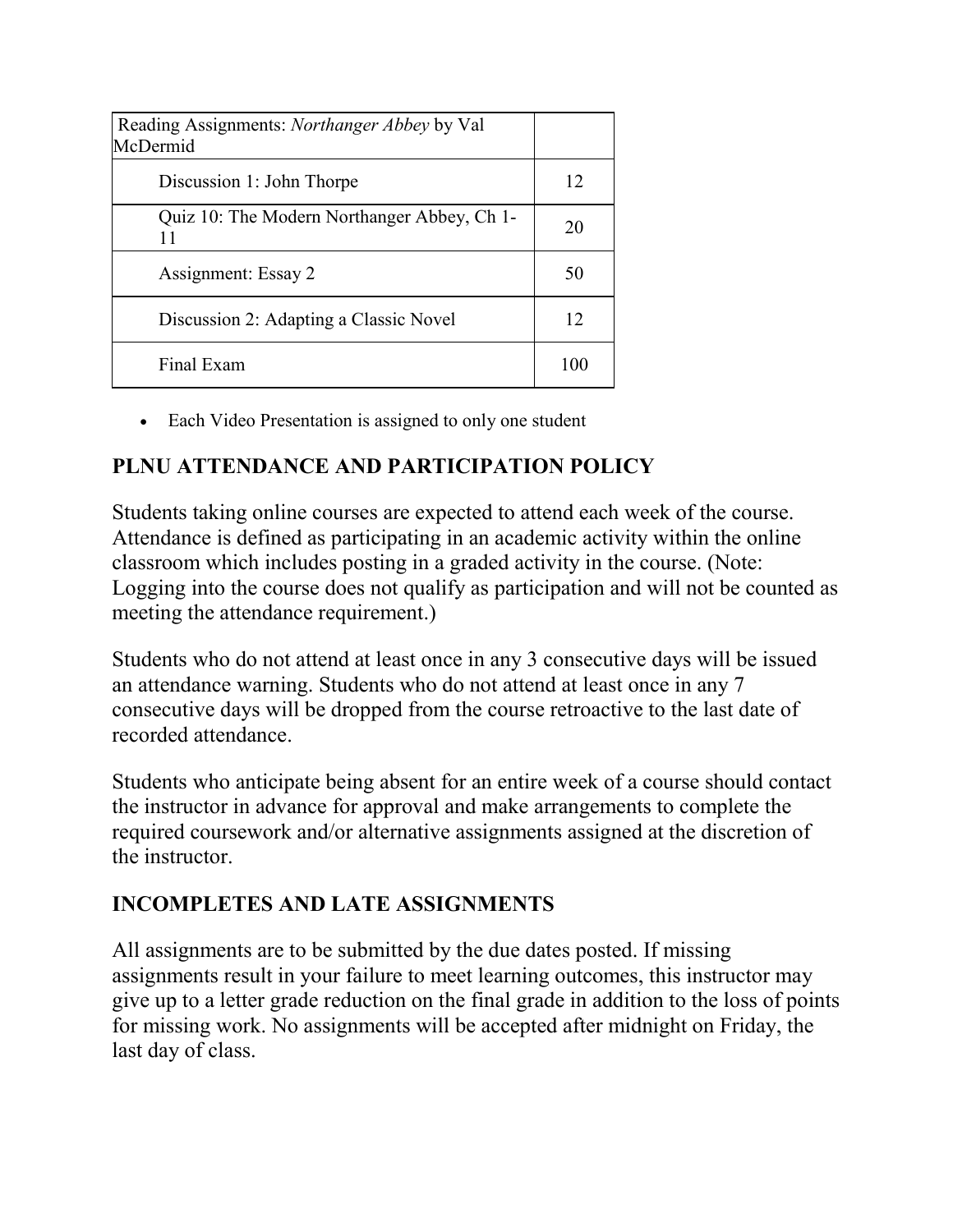| Reading Assignments: *Northanger Abbey* by Val McDermid | |
|---|---|
| Discussion 1: John Thorpe | 12 |
| Quiz 10: The Modern Northanger Abbey, Ch 1-11 | 20 |
| Assignment: Essay 2 | 50 |
| Discussion 2: Adapting a Classic Novel | 12 |
| Final Exam | 100 |

- Each Video Presentation is assigned to only one student

## PLNU ATTENDANCE AND PARTICIPATION POLICY

Students taking online courses are expected to attend each week of the course. Attendance is defined as participating in an academic activity within the online classroom which includes posting in a graded activity in the course. (Note: Logging into the course does not qualify as participation and will not be counted as meeting the attendance requirement.)

Students who do not attend at least once in any 3 consecutive days will be issued an attendance warning. Students who do not attend at least once in any 7 consecutive days will be dropped from the course retroactive to the last date of recorded attendance.

Students who anticipate being absent for an entire week of a course should contact the instructor in advance for approval and make arrangements to complete the required coursework and/or alternative assignments assigned at the discretion of the instructor.

## INCOMPLETES AND LATE ASSIGNMENTS

All assignments are to be submitted by the due dates posted. If missing assignments result in your failure to meet learning outcomes, this instructor may give up to a letter grade reduction on the final grade in addition to the loss of points for missing work. No assignments will be accepted after midnight on Friday, the last day of class.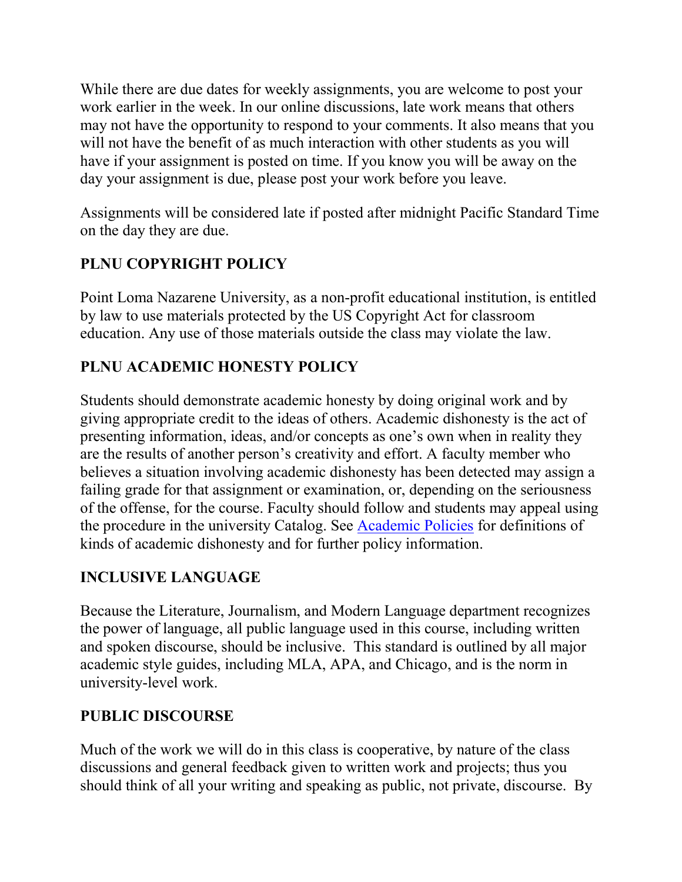While there are due dates for weekly assignments, you are welcome to post your work earlier in the week. In our online discussions, late work means that others may not have the opportunity to respond to your comments. It also means that you will not have the benefit of as much interaction with other students as you will have if your assignment is posted on time. If you know you will be away on the day your assignment is due, please post your work before you leave.

Assignments will be considered late if posted after midnight Pacific Standard Time on the day they are due.

## PLNU COPYRIGHT POLICY

Point Loma Nazarene University, as a non-profit educational institution, is entitled by law to use materials protected by the US Copyright Act for classroom education. Any use of those materials outside the class may violate the law.

## PLNU ACADEMIC HONESTY POLICY

Students should demonstrate academic honesty by doing original work and by giving appropriate credit to the ideas of others. Academic dishonesty is the act of presenting information, ideas, and/or concepts as one's own when in reality they are the results of another person's creativity and effort. A faculty member who believes a situation involving academic dishonesty has been detected may assign a failing grade for that assignment or examination, or, depending on the seriousness of the offense, for the course. Faculty should follow and students may appeal using the procedure in the university Catalog. See Academic Policies for definitions of kinds of academic dishonesty and for further policy information.

## INCLUSIVE LANGUAGE

Because the Literature, Journalism, and Modern Language department recognizes the power of language, all public language used in this course, including written and spoken discourse, should be inclusive. This standard is outlined by all major academic style guides, including MLA, APA, and Chicago, and is the norm in university-level work.

## PUBLIC DISCOURSE

Much of the work we will do in this class is cooperative, by nature of the class discussions and general feedback given to written work and projects; thus you should think of all your writing and speaking as public, not private, discourse. By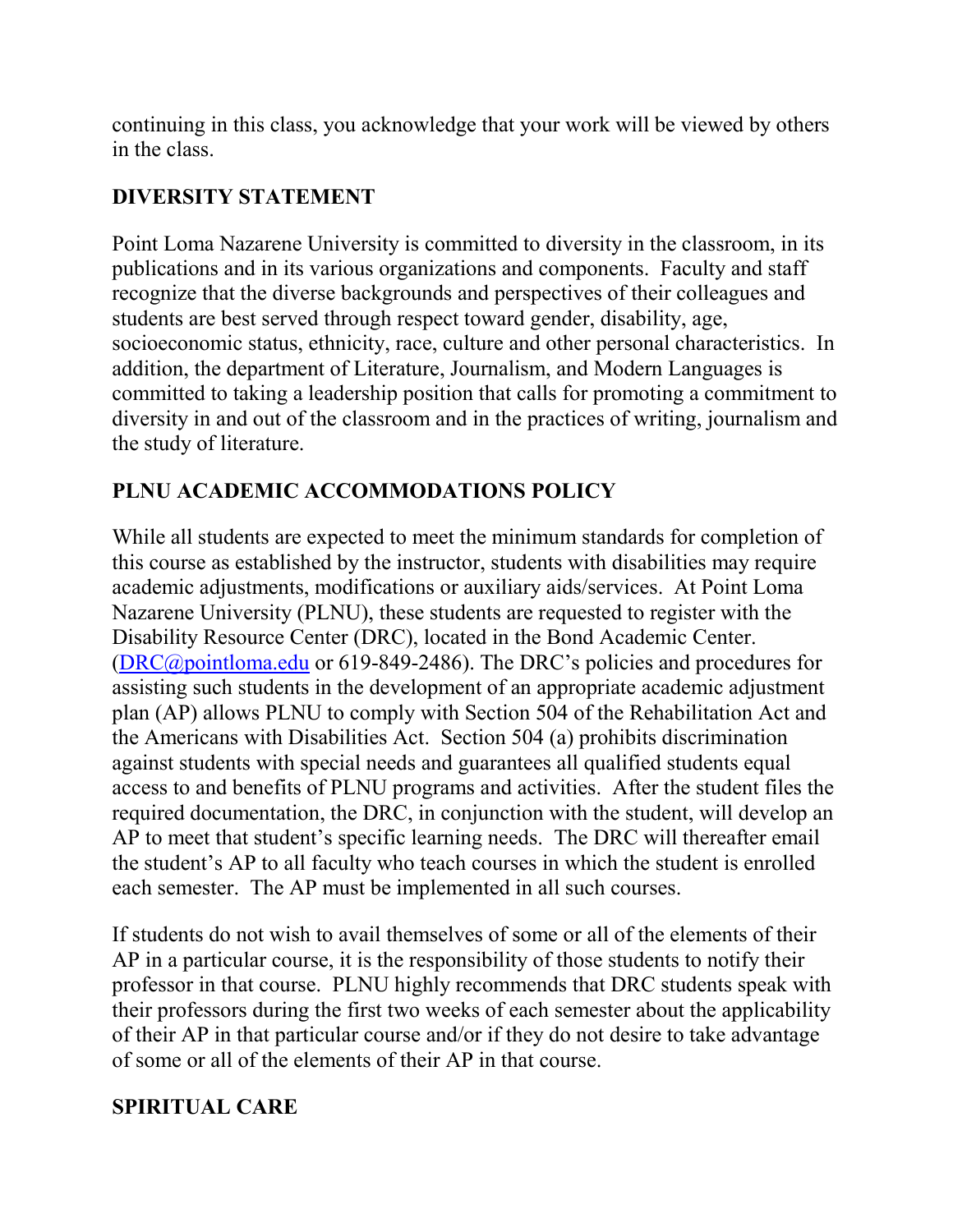continuing in this class, you acknowledge that your work will be viewed by others in the class.

## DIVERSITY STATEMENT

Point Loma Nazarene University is committed to diversity in the classroom, in its publications and in its various organizations and components. Faculty and staff recognize that the diverse backgrounds and perspectives of their colleagues and students are best served through respect toward gender, disability, age, socioeconomic status, ethnicity, race, culture and other personal characteristics. In addition, the department of Literature, Journalism, and Modern Languages is committed to taking a leadership position that calls for promoting a commitment to diversity in and out of the classroom and in the practices of writing, journalism and the study of literature.

## PLNU ACADEMIC ACCOMMODATIONS POLICY

While all students are expected to meet the minimum standards for completion of this course as established by the instructor, students with disabilities may require academic adjustments, modifications or auxiliary aids/services. At Point Loma Nazarene University (PLNU), these students are requested to register with the Disability Resource Center (DRC), located in the Bond Academic Center. ([DRC@pointloma.edu](mailto:DRC@pointloma.edu) or 619-849-2486). The DRC's policies and procedures for assisting such students in the development of an appropriate academic adjustment plan (AP) allows PLNU to comply with Section 504 of the Rehabilitation Act and the Americans with Disabilities Act. Section 504 (a) prohibits discrimination against students with special needs and guarantees all qualified students equal access to and benefits of PLNU programs and activities. After the student files the required documentation, the DRC, in conjunction with the student, will develop an AP to meet that student's specific learning needs. The DRC will thereafter email the student's AP to all faculty who teach courses in which the student is enrolled each semester. The AP must be implemented in all such courses.

If students do not wish to avail themselves of some or all of the elements of their AP in a particular course, it is the responsibility of those students to notify their professor in that course. PLNU highly recommends that DRC students speak with their professors during the first two weeks of each semester about the applicability of their AP in that particular course and/or if they do not desire to take advantage of some or all of the elements of their AP in that course.

## SPIRITUAL CARE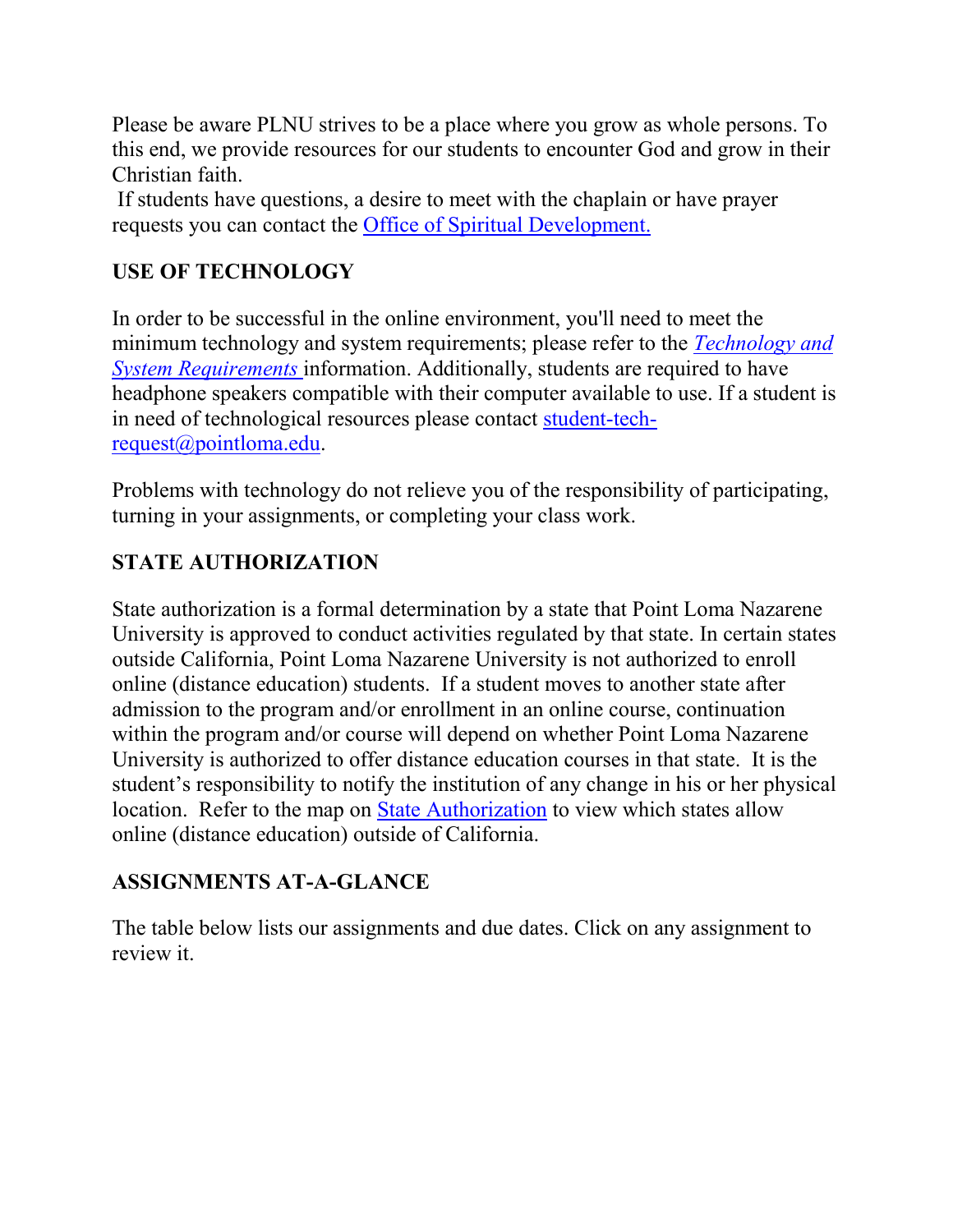Please be aware PLNU strives to be a place where you grow as whole persons. To this end, we provide resources for our students to encounter God and grow in their Christian faith.

If students have questions, a desire to meet with the chaplain or have prayer requests you can contact the Office of Spiritual Development.

**USE OF TECHNOLOGY**

In order to be successful in the online environment, you'll need to meet the minimum technology and system requirements; please refer to the *Technology and System Requirements* information. Additionally, students are required to have headphone speakers compatible with their computer available to use. If a student is in need of technological resources please contact student-tech-request@pointloma.edu.

Problems with technology do not relieve you of the responsibility of participating, turning in your assignments, or completing your class work.

**STATE AUTHORIZATION**

State authorization is a formal determination by a state that Point Loma Nazarene University is approved to conduct activities regulated by that state. In certain states outside California, Point Loma Nazarene University is not authorized to enroll online (distance education) students. If a student moves to another state after admission to the program and/or enrollment in an online course, continuation within the program and/or course will depend on whether Point Loma Nazarene University is authorized to offer distance education courses in that state. It is the student's responsibility to notify the institution of any change in his or her physical location. Refer to the map on State Authorization to view which states allow online (distance education) outside of California.

**ASSIGNMENTS AT-A-GLANCE**

The table below lists our assignments and due dates. Click on any assignment to review it.